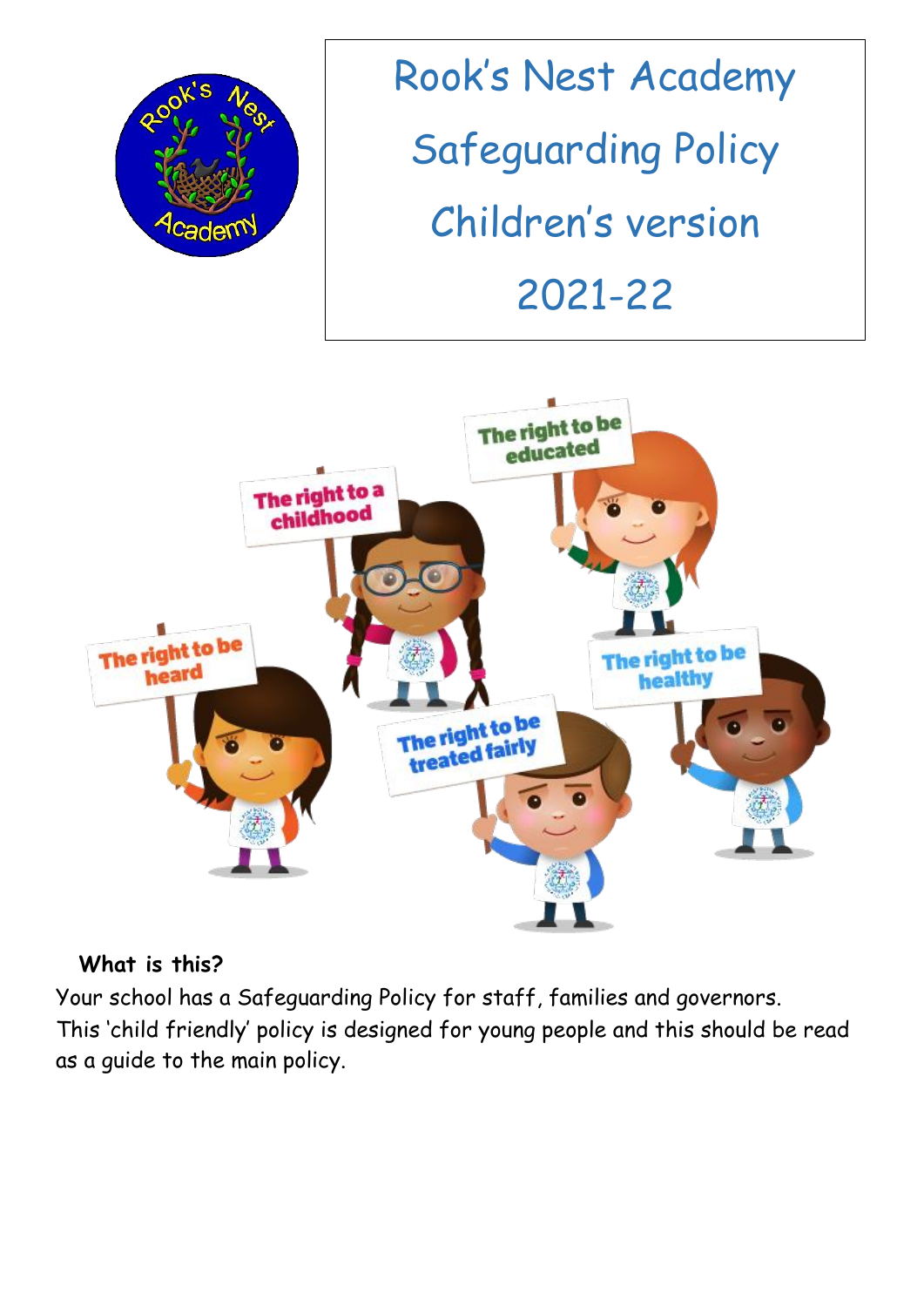# Rook's Nest Academy

# Safeguarding Policy

# Children's version

# 2021-22

The right to a childhood

The right to be educated

The right to be heard

The right to be healthy

The right to be treated fairly

**What is this?**

Your school has a Safeguarding Policy for staff, families and governors. This 'child friendly' policy is designed for young people and this should be read as a guide to the main policy.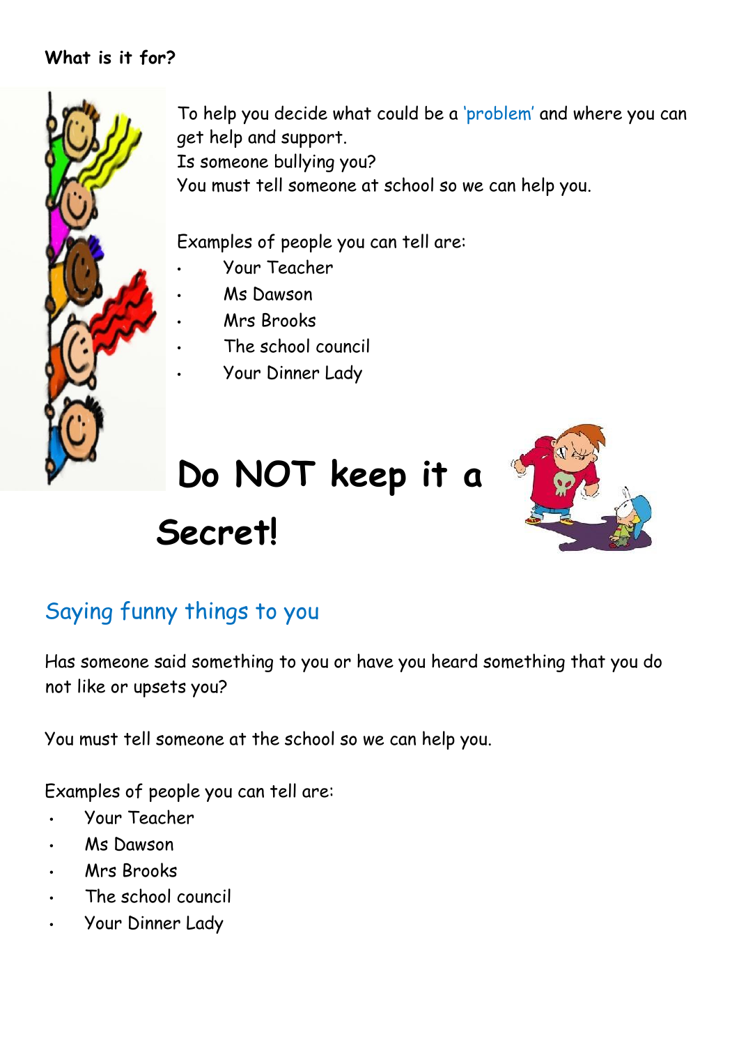**What is it for?**

To help you decide what could be a 'problem' and where you can get help and support.
Is someone bullying you?
You must tell someone at school so we can help you.

Examples of people you can tell are:

- Your Teacher
- Ms Dawson
- Mrs Brooks
- The school council
- Your Dinner Lady

# Do NOT keep it a Secret!

## Saying funny things to you

Has someone said something to you or have you heard something that you do not like or upsets you?

You must tell someone at the school so we can help you.

Examples of people you can tell are:

- Your Teacher
- Ms Dawson
- Mrs Brooks
- The school council
- Your Dinner Lady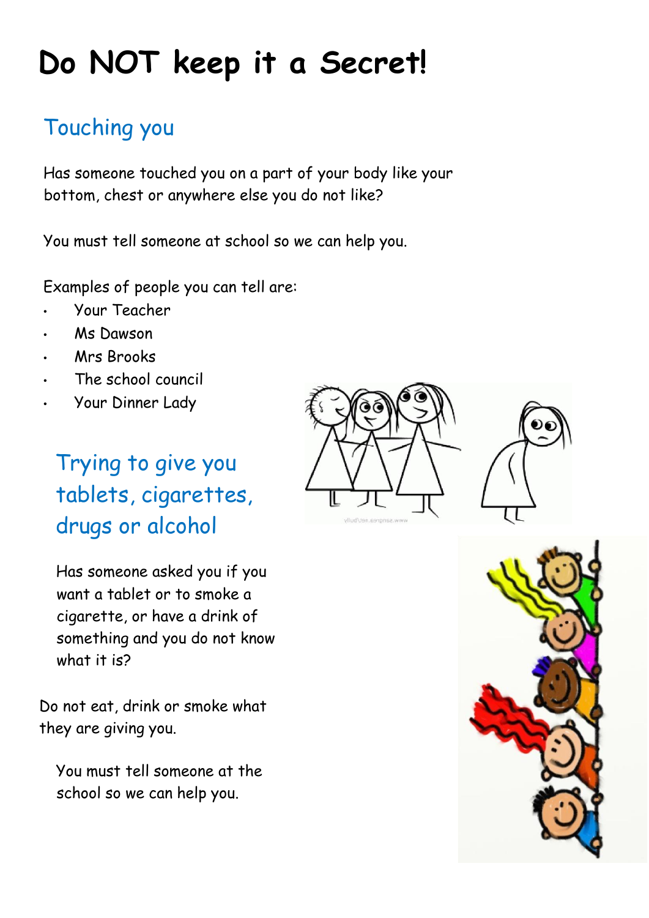# Do NOT keep it a Secret!

## Touching you

Has someone touched you on a part of your body like your bottom, chest or anywhere else you do not like?

You must tell someone at school so we can help you.

Examples of people you can tell are:

- Your Teacher
- Ms Dawson
- Mrs Brooks
- The school council
- Your Dinner Lady

## Trying to give you tablets, cigarettes, drugs or alcohol

Has someone asked you if you want a tablet or to smoke a cigarette, or have a drink of something and you do not know what it is?

Do not eat, drink or smoke what they are giving you.

You must tell someone at the school so we can help you.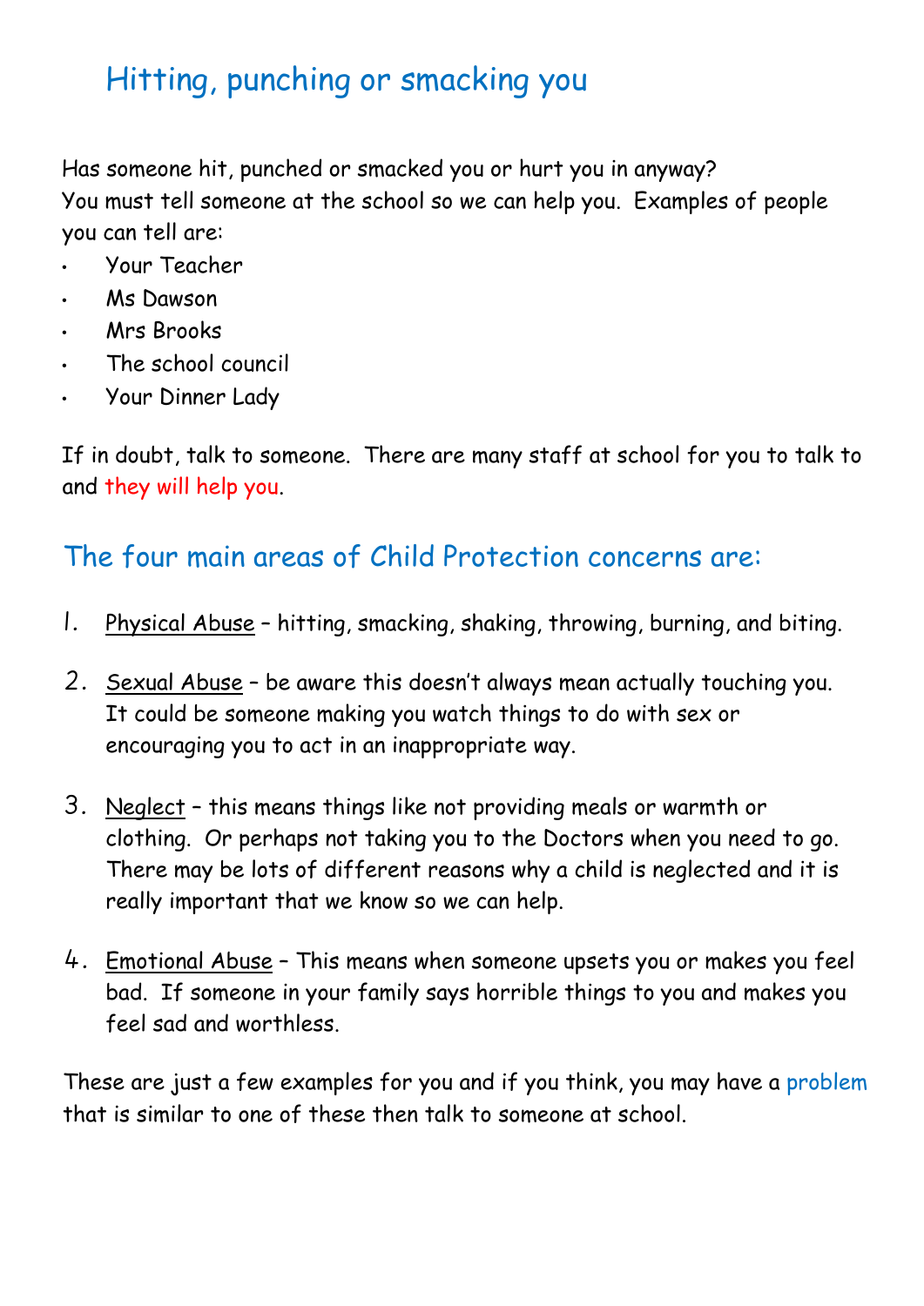## Hitting, punching or smacking you

Has someone hit, punched or smacked you or hurt you in anyway?
You must tell someone at the school so we can help you. Examples of people you can tell are:

- Your Teacher
- Ms Dawson
- Mrs Brooks
- The school council
- Your Dinner Lady

If in doubt, talk to someone. There are many staff at school for you to talk to and they will help you.

## The four main areas of Child Protection concerns are:

1. Physical Abuse – hitting, smacking, shaking, throwing, burning, and biting.
2. Sexual Abuse – be aware this doesn't always mean actually touching you. It could be someone making you watch things to do with sex or encouraging you to act in an inappropriate way.
3. Neglect – this means things like not providing meals or warmth or clothing. Or perhaps not taking you to the Doctors when you need to go. There may be lots of different reasons why a child is neglected and it is really important that we know so we can help.
4. Emotional Abuse – This means when someone upsets you or makes you feel bad. If someone in your family says horrible things to you and makes you feel sad and worthless.

These are just a few examples for you and if you think, you may have a problem that is similar to one of these then talk to someone at school.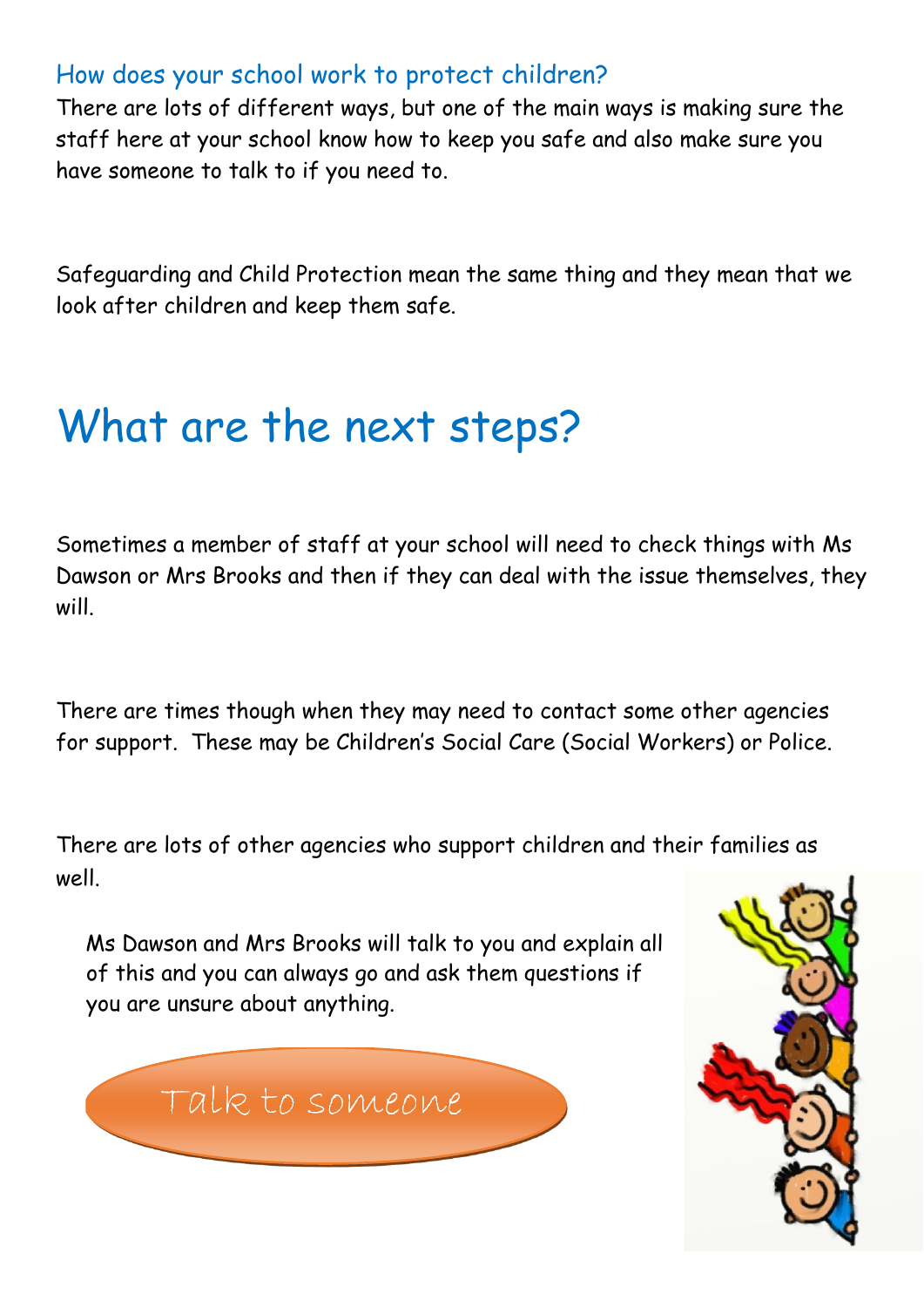### How does your school work to protect children?

There are lots of different ways, but one of the main ways is making sure the staff here at your school know how to keep you safe and also make sure you have someone to talk to if you need to.

Safeguarding and Child Protection mean the same thing and they mean that we look after children and keep them safe.

# What are the next steps?

Sometimes a member of staff at your school will need to check things with Ms Dawson or Mrs Brooks and then if they can deal with the issue themselves, they will.

There are times though when they may need to contact some other agencies for support. These may be Children's Social Care (Social Workers) or Police.

There are lots of other agencies who support children and their families as well.

Ms Dawson and Mrs Brooks will talk to you and explain all of this and you can always go and ask them questions if you are unsure about anything.

Talk to someone